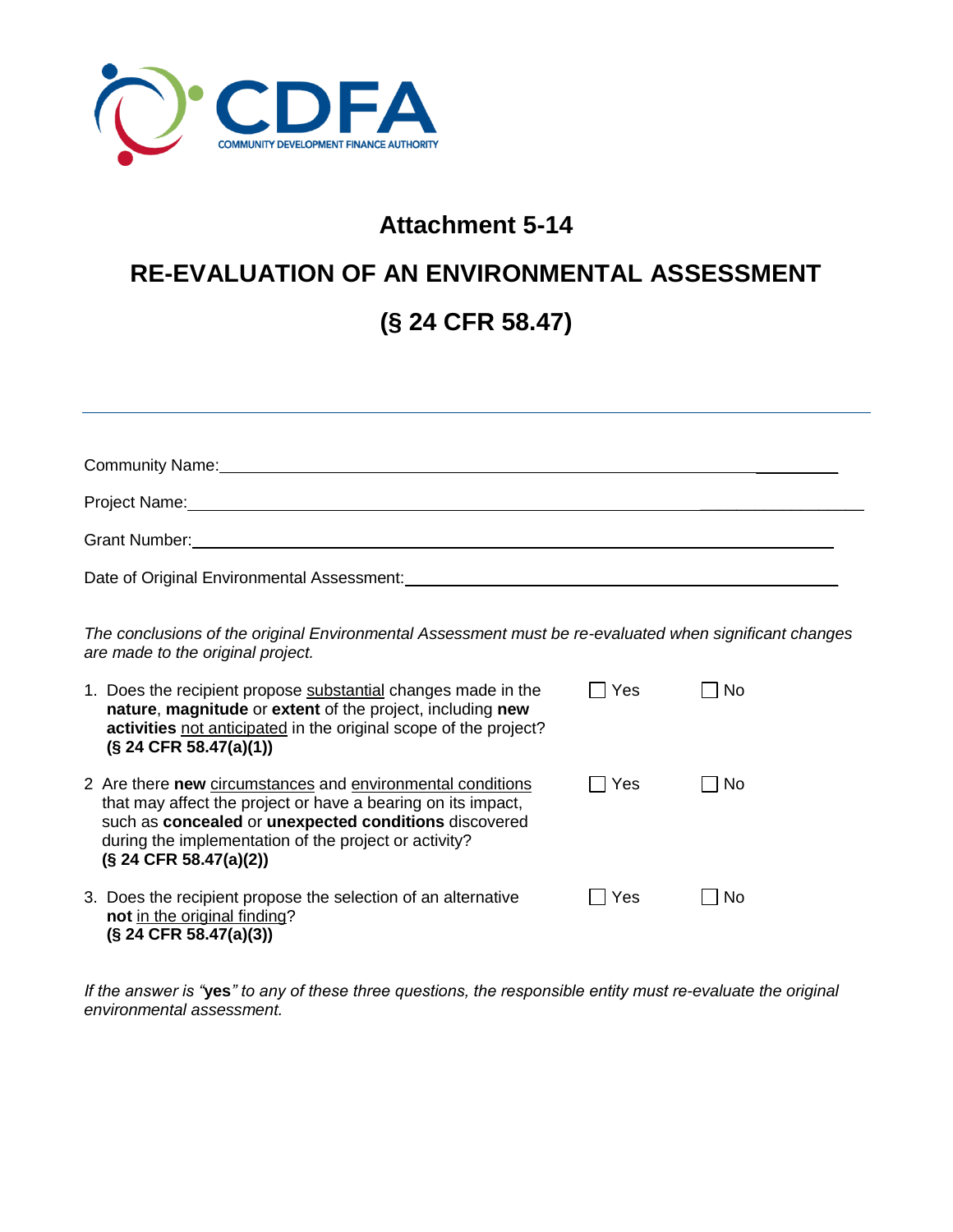CDFA

COMMUNITY DEVELOPMENT FINANCE AUTHORITY

# Attachment 5-14

# RE-EVALUATION OF AN ENVIRONMENTAL ASSESSMENT

# (§ 24 CFR 58.47)

---

Community Name: ____________________

Project Name: ____________________

Grant Number: ____________________

Date of Original Environmental Assessment: ____________________

*The conclusions of the original Environmental Assessment must be re-evaluated when significant changes are made to the original project.*

1. Does the recipient propose substantial changes made in the **nature**, **magnitude** or **extent** of the project, including **new activities** not anticipated in the original scope of the project? **(§ 24 CFR 58.47(a)(1))** ☐ Yes ☐ No

2. Are there **new** circumstances and environmental conditions that may affect the project or have a bearing on its impact, such as **concealed** or **unexpected conditions** discovered during the implementation of the project or activity? **(§ 24 CFR 58.47(a)(2))** ☐ Yes ☐ No

3. Does the recipient propose the selection of an alternative **not** in the original finding? **(§ 24 CFR 58.47(a)(3))** ☐ Yes ☐ No

*If the answer is "***yes***" to any of these three questions, the responsible entity must re-evaluate the original environmental assessment.*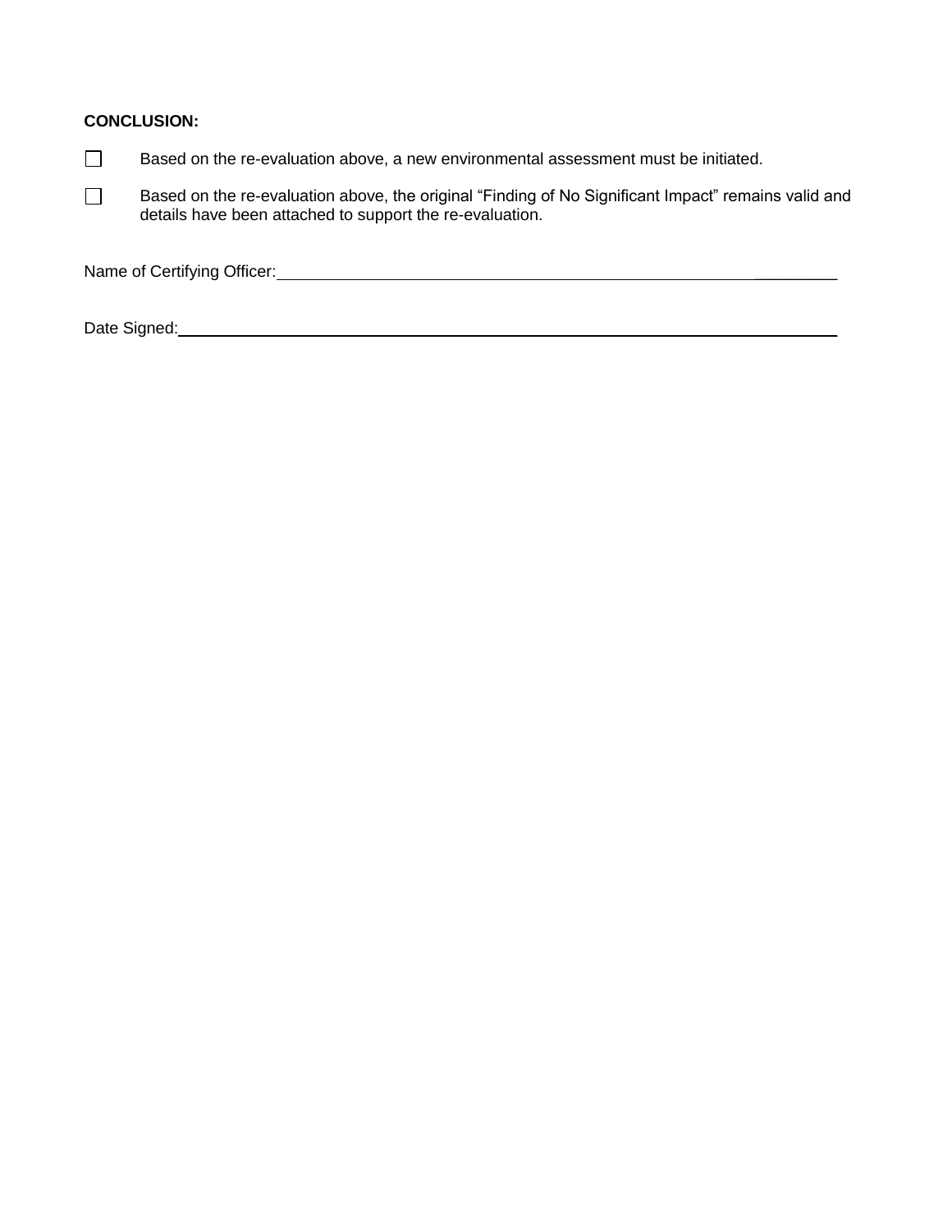**CONCLUSION:**

☐ Based on the re-evaluation above, a new environmental assessment must be initiated.

☐ Based on the re-evaluation above, the original "Finding of No Significant Impact" remains valid and details have been attached to support the re-evaluation.

Name of Certifying Officer: ____________________________________________________________

Date Signed: ____________________________________________________________